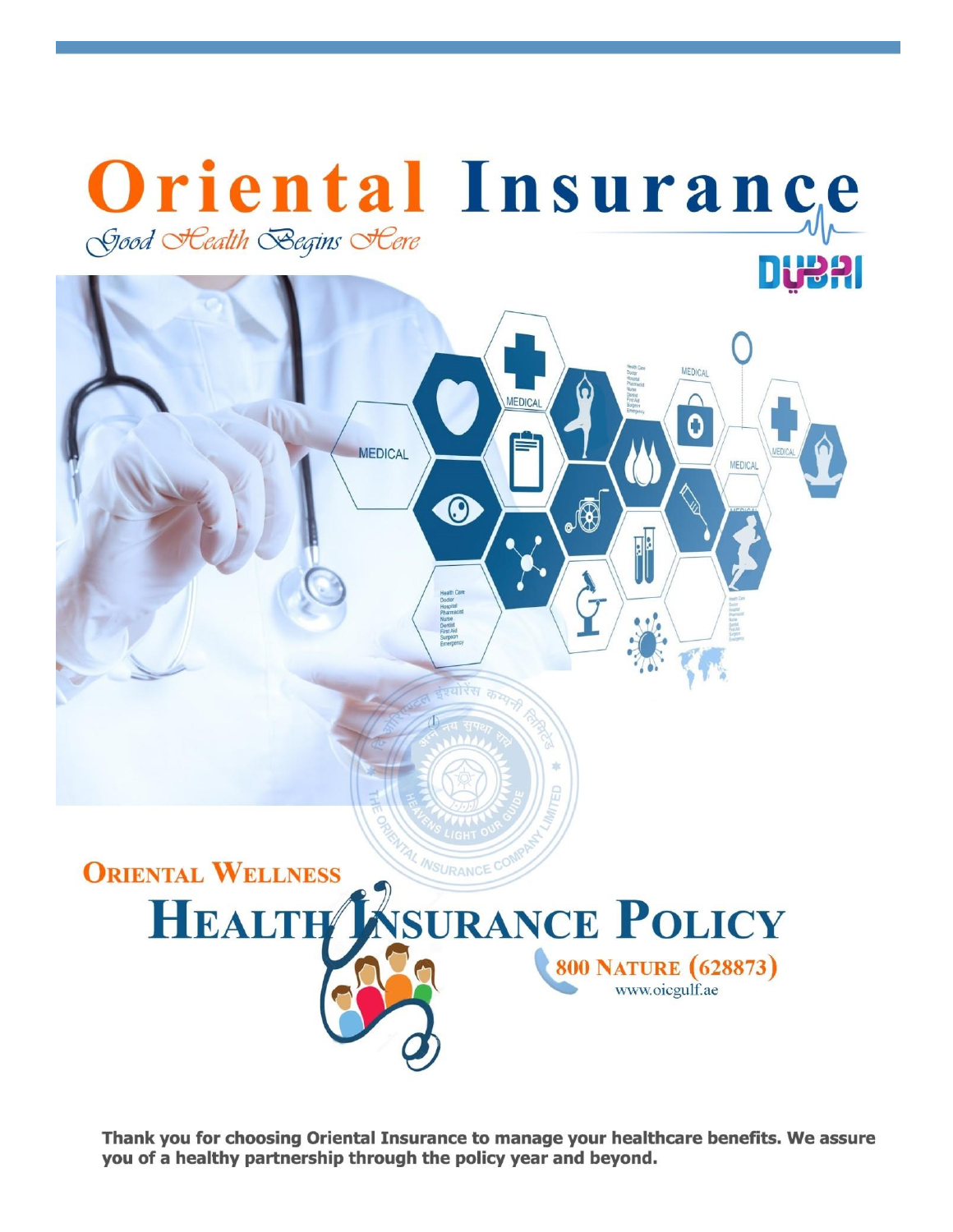# Oriental Insurance

*Good Health Begins Here*

DUBAI

## Oriental Wellness

# Health Insurance Policy

800 NATURE (628873)

www.oicgulf.ae

**Thank you for choosing Oriental Insurance to manage your healthcare benefits. We assure you of a healthy partnership through the policy year and beyond.**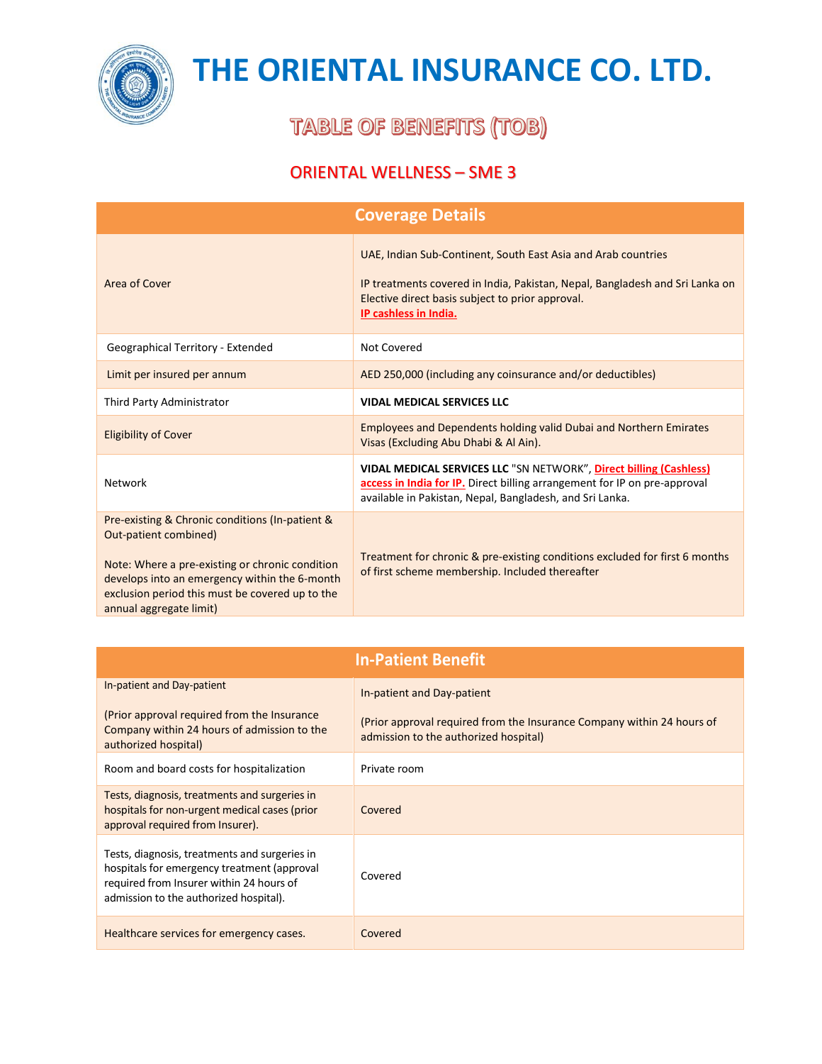# THE ORIENTAL INSURANCE CO. LTD.

## TABLE OF BENEFITS (TOB)

### ORIENTAL WELLNESS – SME 3

| Coverage Details | |
|---|---|
| Area of Cover | UAE, Indian Sub-Continent, South East Asia and Arab countries<br><br>IP treatments covered in India, Pakistan, Nepal, Bangladesh and Sri Lanka on Elective direct basis subject to prior approval.<br>**IP cashless in India.** |
| Geographical Territory - Extended | Not Covered |
| Limit per insured per annum | AED 250,000 (including any coinsurance and/or deductibles) |
| Third Party Administrator | **VIDAL MEDICAL SERVICES LLC** |
| Eligibility of Cover | Employees and Dependents holding valid Dubai and Northern Emirates Visas (Excluding Abu Dhabi & Al Ain). |
| Network | **VIDAL MEDICAL SERVICES LLC** "SN NETWORK", **Direct billing (Cashless) access in India for IP.** Direct billing arrangement for IP on pre-approval available in Pakistan, Nepal, Bangladesh, and Sri Lanka. |
| Pre-existing & Chronic conditions (In-patient & Out-patient combined)<br><br>Note: Where a pre-existing or chronic condition develops into an emergency within the 6-month exclusion period this must be covered up to the annual aggregate limit) | Treatment for chronic & pre-existing conditions excluded for first 6 months of first scheme membership. Included thereafter |

| In-Patient Benefit | |
|---|---|
| In-patient and Day-patient<br><br>(Prior approval required from the Insurance Company within 24 hours of admission to the authorized hospital) | In-patient and Day-patient<br><br>(Prior approval required from the Insurance Company within 24 hours of admission to the authorized hospital) |
| Room and board costs for hospitalization | Private room |
| Tests, diagnosis, treatments and surgeries in hospitals for non-urgent medical cases (prior approval required from Insurer). | Covered |
| Tests, diagnosis, treatments and surgeries in hospitals for emergency treatment (approval required from Insurer within 24 hours of admission to the authorized hospital). | Covered |
| Healthcare services for emergency cases. | Covered |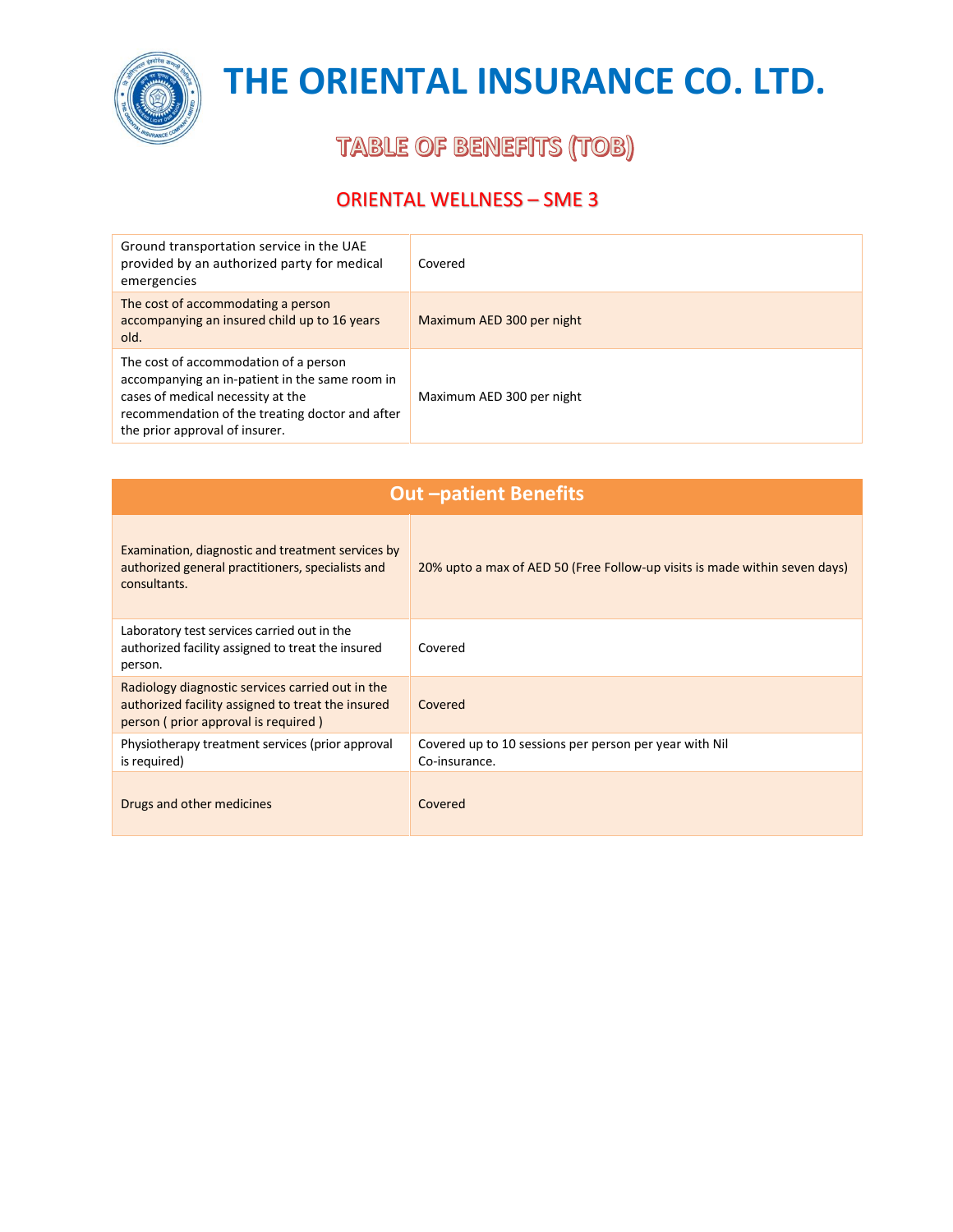# THE ORIENTAL INSURANCE CO. LTD.

## TABLE OF BENEFITS (TOB)

### ORIENTAL WELLNESS – SME 3

| | |
|---|---|
| Ground transportation service in the UAE provided by an authorized party for medical emergencies | Covered |
| The cost of accommodating a person accompanying an insured child up to 16 years old. | Maximum AED 300 per night |
| The cost of accommodation of a person accompanying an in-patient in the same room in cases of medical necessity at the recommendation of the treating doctor and after the prior approval of insurer. | Maximum AED 300 per night |

| Out –patient Benefits | |
|---|---|
| Examination, diagnostic and treatment services by authorized general practitioners, specialists and consultants. | 20% upto a max of AED 50 (Free Follow-up visits is made within seven days) |
| Laboratory test services carried out in the authorized facility assigned to treat the insured person. | Covered |
| Radiology diagnostic services carried out in the authorized facility assigned to treat the insured person ( prior approval is required ) | Covered |
| Physiotherapy treatment services (prior approval is required) | Covered up to 10 sessions per person per year with Nil Co-insurance. |
| Drugs and other medicines | Covered |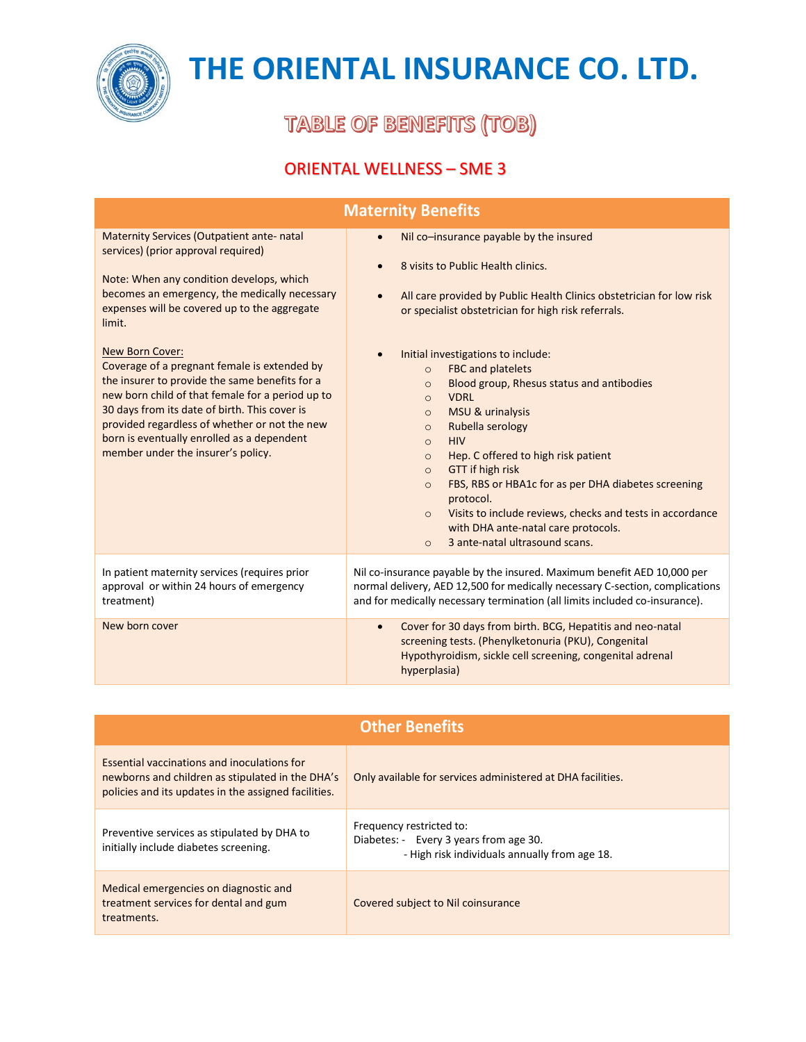# THE ORIENTAL INSURANCE CO. LTD.

## TABLE OF BENEFITS (TOB)

### ORIENTAL WELLNESS – SME 3

| Maternity Benefits | |
|---|---|
| Maternity Services (Outpatient ante- natal services) (prior approval required)<br><br>Note: When any condition develops, which becomes an emergency, the medically necessary expenses will be covered up to the aggregate limit.<br><br>New Born Cover:<br>Coverage of a pregnant female is extended by the insurer to provide the same benefits for a new born child of that female for a period up to 30 days from its date of birth. This cover is provided regardless of whether or not the new born is eventually enrolled as a dependent member under the insurer's policy. | • Nil co–insurance payable by the insured<br>• 8 visits to Public Health clinics.<br>• All care provided by Public Health Clinics obstetrician for low risk or specialist obstetrician for high risk referrals.<br>• Initial investigations to include:<br>&nbsp;&nbsp;○ FBC and platelets<br>&nbsp;&nbsp;○ Blood group, Rhesus status and antibodies<br>&nbsp;&nbsp;○ VDRL<br>&nbsp;&nbsp;○ MSU & urinalysis<br>&nbsp;&nbsp;○ Rubella serology<br>&nbsp;&nbsp;○ HIV<br>&nbsp;&nbsp;○ Hep. C offered to high risk patient<br>&nbsp;&nbsp;○ GTT if high risk<br>&nbsp;&nbsp;○ FBS, RBS or HBA1c for as per DHA diabetes screening protocol.<br>&nbsp;&nbsp;○ Visits to include reviews, checks and tests in accordance with DHA ante-natal care protocols.<br>&nbsp;&nbsp;○ 3 ante-natal ultrasound scans. |
| In patient maternity services (requires prior approval or within 24 hours of emergency treatment) | Nil co-insurance payable by the insured. Maximum benefit AED 10,000 per normal delivery, AED 12,500 for medically necessary C-section, complications and for medically necessary termination (all limits included co-insurance). |
| New born cover | • Cover for 30 days from birth. BCG, Hepatitis and neo-natal screening tests. (Phenylketonuria (PKU), Congenital Hypothyroidism, sickle cell screening, congenital adrenal hyperplasia) |

| Other Benefits | |
|---|---|
| Essential vaccinations and inoculations for newborns and children as stipulated in the DHA's policies and its updates in the assigned facilities. | Only available for services administered at DHA facilities. |
| Preventive services as stipulated by DHA to initially include diabetes screening. | Frequency restricted to:<br>Diabetes: - Every 3 years from age 30.<br>- High risk individuals annually from age 18. |
| Medical emergencies on diagnostic and treatment services for dental and gum treatments. | Covered subject to Nil coinsurance |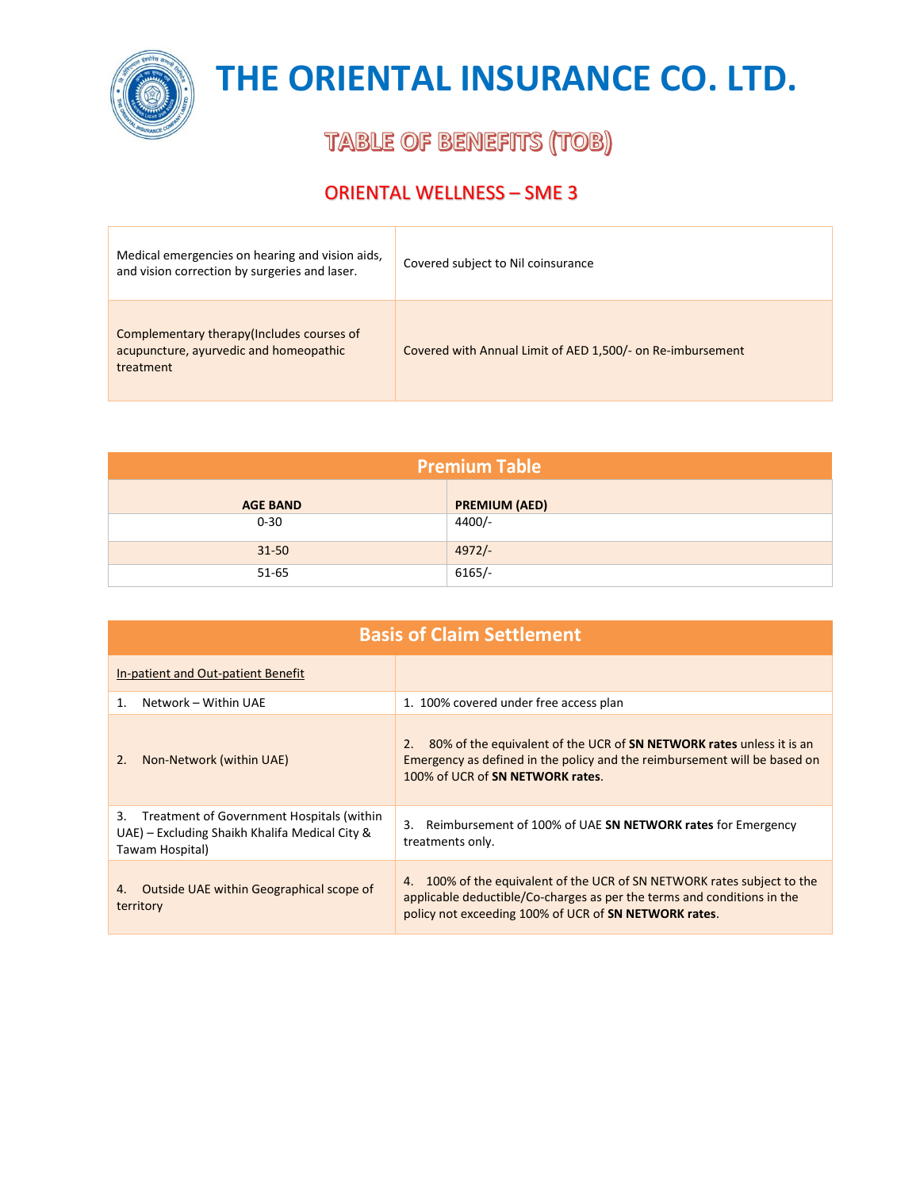# THE ORIENTAL INSURANCE CO. LTD.

## TABLE OF BENEFITS (TOB)

## ORIENTAL WELLNESS – SME 3

| | |
|---|---|
| Medical emergencies on hearing and vision aids, and vision correction by surgeries and laser. | Covered subject to Nil coinsurance |
| Complementary therapy(Includes courses of acupuncture, ayurvedic and homeopathic treatment | Covered with Annual Limit of AED 1,500/- on Re-imbursement |

**Premium Table**

| AGE BAND | PREMIUM (AED) |
|---|---|
| 0-30 | 4400/- |
| 31-50 | 4972/- |
| 51-65 | 6165/- |

**Basis of Claim Settlement**

| In-patient and Out-patient Benefit | |
|---|---|
| 1. Network – Within UAE | 1. 100% covered under free access plan |
| 2. Non-Network (within UAE) | 2. 80% of the equivalent of the UCR of **SN NETWORK rates** unless it is an Emergency as defined in the policy and the reimbursement will be based on 100% of UCR of **SN NETWORK rates**. |
| 3. Treatment of Government Hospitals (within UAE) – Excluding Shaikh Khalifa Medical City & Tawam Hospital) | 3. Reimbursement of 100% of UAE **SN NETWORK rates** for Emergency treatments only. |
| 4. Outside UAE within Geographical scope of territory | 4. 100% of the equivalent of the UCR of SN NETWORK rates subject to the applicable deductible/Co-charges as per the terms and conditions in the policy not exceeding 100% of UCR of **SN NETWORK rates**. |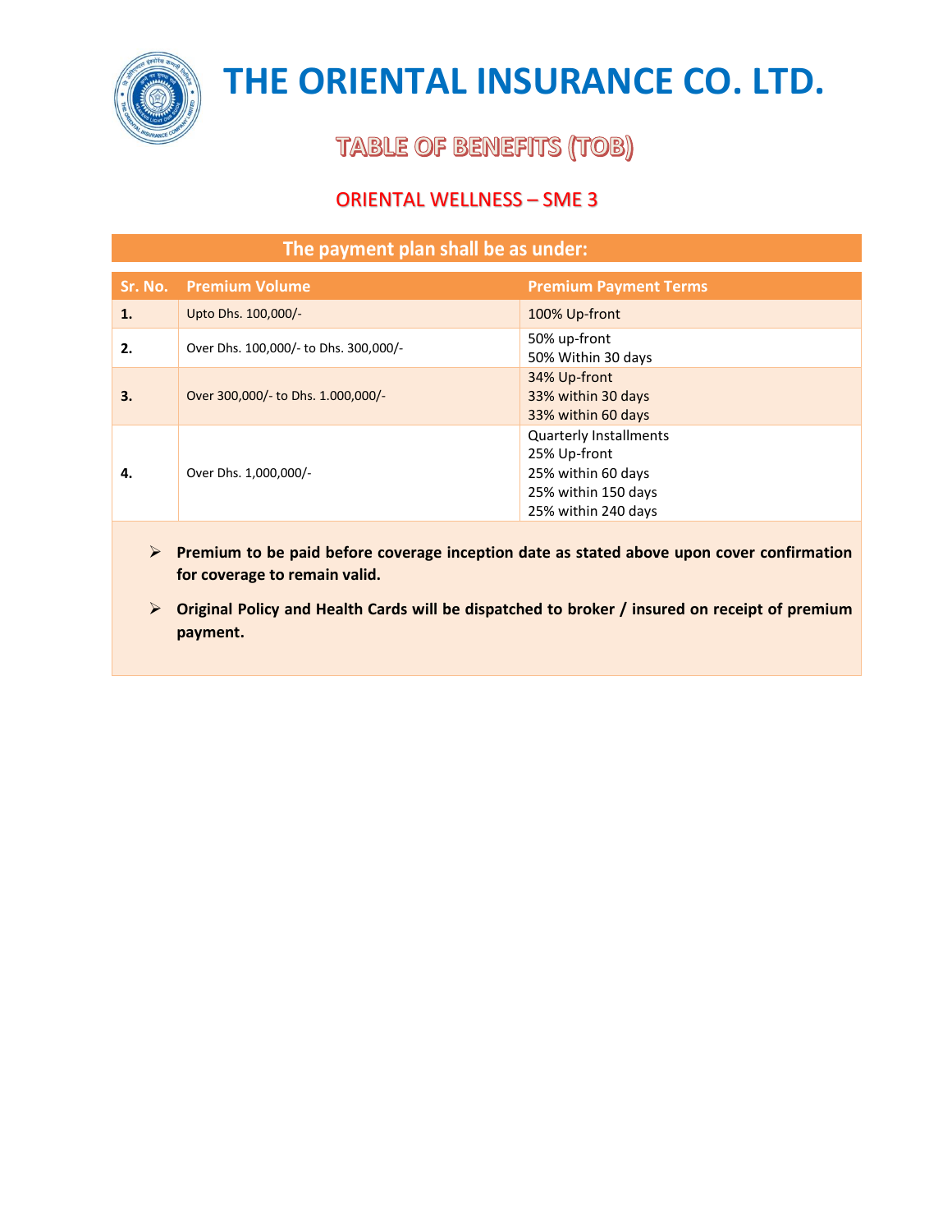# THE ORIENTAL INSURANCE CO. LTD.

## TABLE OF BENEFITS (TOB)

### ORIENTAL WELLNESS – SME 3

**The payment plan shall be as under:**

| Sr. No. | Premium Volume | Premium Payment Terms |
|---|---|---|
| **1.** | Upto Dhs. 100,000/- | 100% Up-front |
| **2.** | Over Dhs. 100,000/- to Dhs. 300,000/- | 50% up-front<br>50% Within 30 days |
| **3.** | Over 300,000/- to Dhs. 1.000,000/- | 34% Up-front<br>33% within 30 days<br>33% within 60 days |
| **4.** | Over Dhs. 1,000,000/- | Quarterly Installments<br>25% Up-front<br>25% within 60 days<br>25% within 150 days<br>25% within 240 days |

- **Premium to be paid before coverage inception date as stated above upon cover confirmation for coverage to remain valid.**
- **Original Policy and Health Cards will be dispatched to broker / insured on receipt of premium payment.**